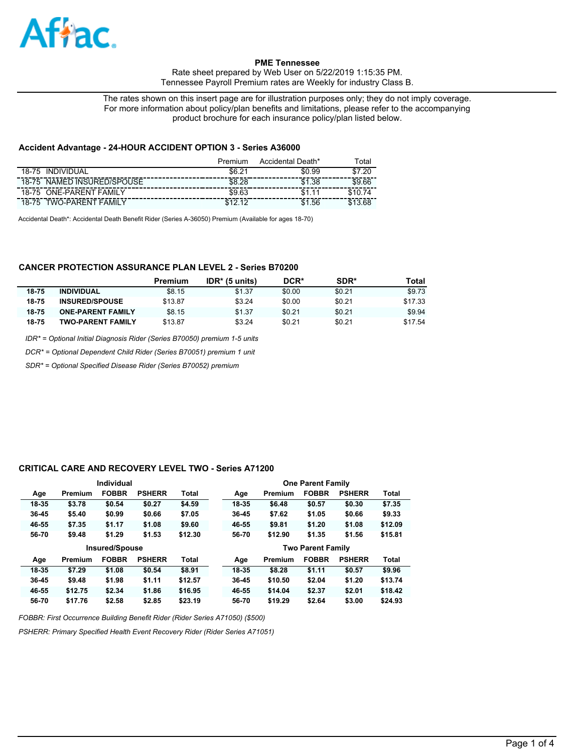Aflac

**PME Tennessee**
Rate sheet prepared by Web User on 5/22/2019 1:15:35 PM.
Tennessee Payroll Premium rates are Weekly for industry Class B.

The rates shown on this insert page are for illustration purposes only; they do not imply coverage. For more information about policy/plan benefits and limitations, please refer to the accompanying product brochure for each insurance policy/plan listed below.

### Accident Advantage - 24-HOUR ACCIDENT OPTION 3 - Series A36000

| | Premium | Accidental Death* | Total |
|---|---|---|---|
| 18-75 INDIVIDUAL | $6.21 | $0.99 | $7.20 |
| 18-75 NAMED INSURED/SPOUSE | $8.28 | $1.38 | $9.66 |
| 18-75 ONE-PARENT FAMILY | $9.63 | $1.11 | $10.74 |
| 18-75 TWO-PARENT FAMILY | $12.12 | $1.56 | $13.68 |

Accidental Death*: Accidental Death Benefit Rider (Series A-36050) Premium (Available for ages 18-70)

### CANCER PROTECTION ASSURANCE PLAN LEVEL 2 - Series B70200

| | | Premium | IDR* (5 units) | DCR* | SDR* | Total |
|---|---|---|---|---|---|---|
| **18-75** | **INDIVIDUAL** | $8.15 | $1.37 | $0.00 | $0.21 | $9.73 |
| **18-75** | **INSURED/SPOUSE** | $13.87 | $3.24 | $0.00 | $0.21 | $17.33 |
| **18-75** | **ONE-PARENT FAMILY** | $8.15 | $1.37 | $0.21 | $0.21 | $9.94 |
| **18-75** | **TWO-PARENT FAMILY** | $13.87 | $3.24 | $0.21 | $0.21 | $17.54 |

*IDR* = Optional Initial Diagnosis Rider (Series B70050) premium 1-5 units*

*DCR* = Optional Dependent Child Rider (Series B70051) premium 1 unit*

*SDR* = Optional Specified Disease Rider (Series B70052) premium*

### CRITICAL CARE AND RECOVERY LEVEL TWO - Series A71200

**Individual**

| Age | Premium | FOBBR | PSHERR | Total |
|---|---|---|---|---|
| 18-35 | $3.78 | $0.54 | $0.27 | $4.59 |
| 36-45 | $5.40 | $0.99 | $0.66 | $7.05 |
| 46-55 | $7.35 | $1.17 | $1.08 | $9.60 |
| 56-70 | $9.48 | $1.29 | $1.53 | $12.30 |

**One Parent Family**

| Age | Premium | FOBBR | PSHERR | Total |
|---|---|---|---|---|
| 18-35 | $6.48 | $0.57 | $0.30 | $7.35 |
| 36-45 | $7.62 | $1.05 | $0.66 | $9.33 |
| 46-55 | $9.81 | $1.20 | $1.08 | $12.09 |
| 56-70 | $12.90 | $1.35 | $1.56 | $15.81 |

**Insured/Spouse**

| Age | Premium | FOBBR | PSHERR | Total |
|---|---|---|---|---|
| 18-35 | $7.29 | $1.08 | $0.54 | $8.91 |
| 36-45 | $9.48 | $1.98 | $1.11 | $12.57 |
| 46-55 | $12.75 | $2.34 | $1.86 | $16.95 |
| 56-70 | $17.76 | $2.58 | $2.85 | $23.19 |

**Two Parent Family**

| Age | Premium | FOBBR | PSHERR | Total |
|---|---|---|---|---|
| 18-35 | $8.28 | $1.11 | $0.57 | $9.96 |
| 36-45 | $10.50 | $2.04 | $1.20 | $13.74 |
| 46-55 | $14.04 | $2.37 | $2.01 | $18.42 |
| 56-70 | $19.29 | $2.64 | $3.00 | $24.93 |

*FOBBR: First Occurrence Building Benefit Rider (Rider Series A71050) ($500)*

*PSHERR: Primary Specified Health Event Recovery Rider (Rider Series A71051)*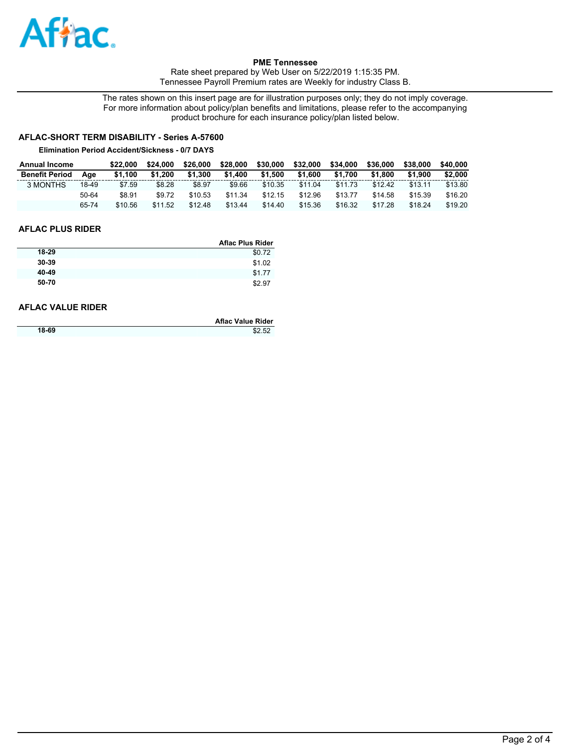**PME Tennessee**

Rate sheet prepared by Web User on 5/22/2019 1:15:35 PM.
Tennessee Payroll Premium rates are Weekly for industry Class B.

The rates shown on this insert page are for illustration purposes only; they do not imply coverage. For more information about policy/plan benefits and limitations, please refer to the accompanying product brochure for each insurance policy/plan listed below.

## AFLAC-SHORT TERM DISABILITY - Series A-57600

**Elimination Period Accident/Sickness - 0/7 DAYS**

| Annual Income | | $22,000 | $24,000 | $26,000 | $28,000 | $30,000 | $32,000 | $34,000 | $36,000 | $38,000 | $40,000 |
|---|---|---|---|---|---|---|---|---|---|---|---|
| **Benefit Period** | **Age** | **$1,100** | **$1,200** | **$1,300** | **$1,400** | **$1,500** | **$1,600** | **$1,700** | **$1,800** | **$1,900** | **$2,000** |
| 3 MONTHS | 18-49 | $7.59 | $8.28 | $8.97 | $9.66 | $10.35 | $11.04 | $11.73 | $12.42 | $13.11 | $13.80 |
| | 50-64 | $8.91 | $9.72 | $10.53 | $11.34 | $12.15 | $12.96 | $13.77 | $14.58 | $15.39 | $16.20 |
| | 65-74 | $10.56 | $11.52 | $12.48 | $13.44 | $14.40 | $15.36 | $16.32 | $17.28 | $18.24 | $19.20 |

## AFLAC PLUS RIDER

| | Aflac Plus Rider |
|---|---|
| **18-29** | $0.72 |
| **30-39** | $1.02 |
| **40-49** | $1.77 |
| **50-70** | $2.97 |

## AFLAC VALUE RIDER

| | Aflac Value Rider |
|---|---|
| **18-69** | $2.52 |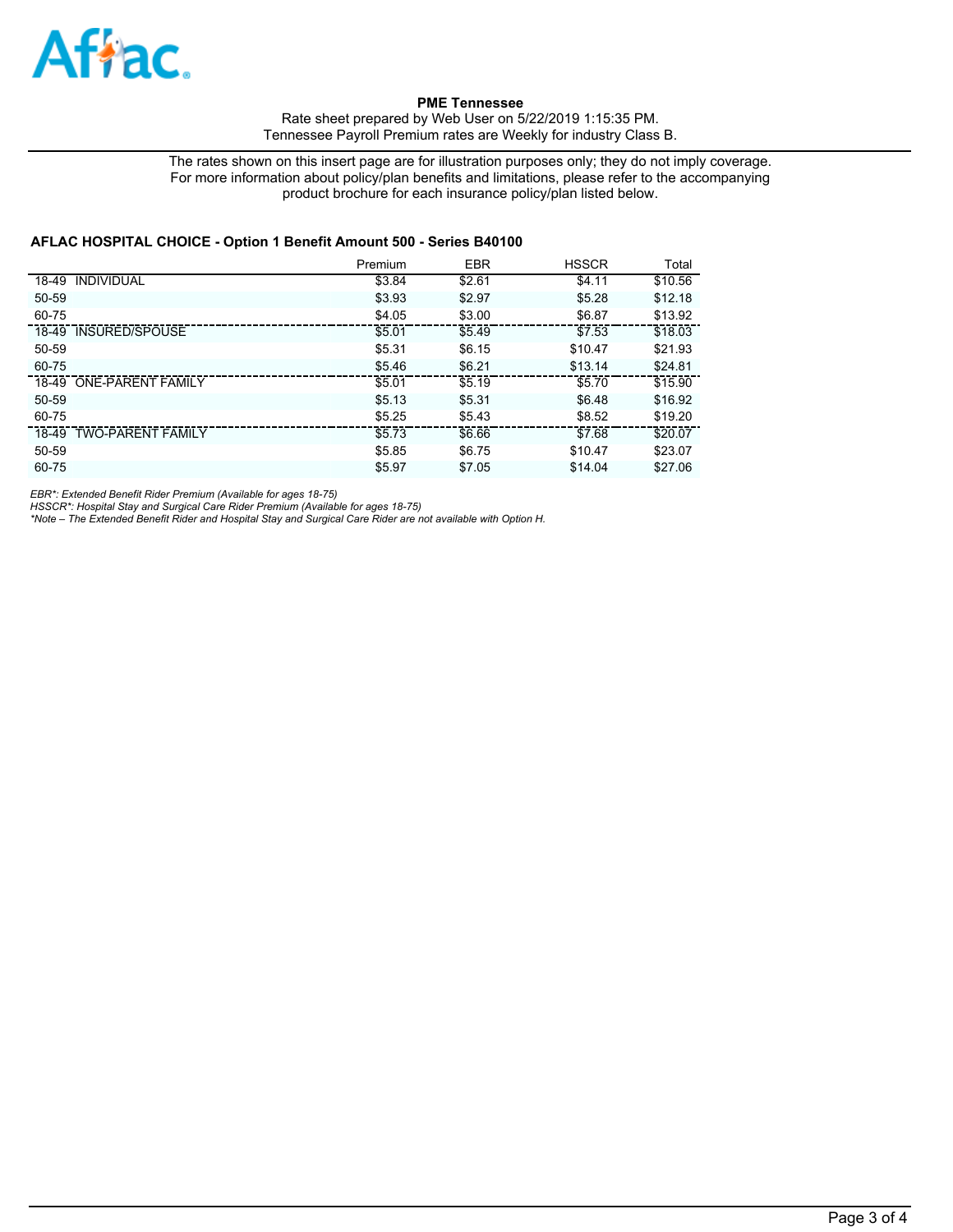**PME Tennessee**

Rate sheet prepared by Web User on 5/22/2019 1:15:35 PM.
Tennessee Payroll Premium rates are Weekly for industry Class B.

The rates shown on this insert page are for illustration purposes only; they do not imply coverage. For more information about policy/plan benefits and limitations, please refer to the accompanying product brochure for each insurance policy/plan listed below.

### AFLAC HOSPITAL CHOICE - Option 1 Benefit Amount 500 - Series B40100

| | Premium | EBR | HSSCR | Total |
|---|---|---|---|---|
| 18-49 INDIVIDUAL | $3.84 | $2.61 | $4.11 | $10.56 |
| 50-59 | $3.93 | $2.97 | $5.28 | $12.18 |
| 60-75 | $4.05 | $3.00 | $6.87 | $13.92 |
| 18-49 INSURED/SPOUSE | $5.01 | $5.49 | $7.53 | $18.03 |
| 50-59 | $5.31 | $6.15 | $10.47 | $21.93 |
| 60-75 | $5.46 | $6.21 | $13.14 | $24.81 |
| 18-49 ONE-PARENT FAMILY | $5.01 | $5.19 | $5.70 | $15.90 |
| 50-59 | $5.13 | $5.31 | $6.48 | $16.92 |
| 60-75 | $5.25 | $5.43 | $8.52 | $19.20 |
| 18-49 TWO-PARENT FAMILY | $5.73 | $6.66 | $7.68 | $20.07 |
| 50-59 | $5.85 | $6.75 | $10.47 | $23.07 |
| 60-75 | $5.97 | $7.05 | $14.04 | $27.06 |

*EBR*: Extended Benefit Rider Premium (Available for ages 18-75)*
*HSSCR*: Hospital Stay and Surgical Care Rider Premium (Available for ages 18-75)*
**Note – The Extended Benefit Rider and Hospital Stay and Surgical Care Rider are not available with Option H.*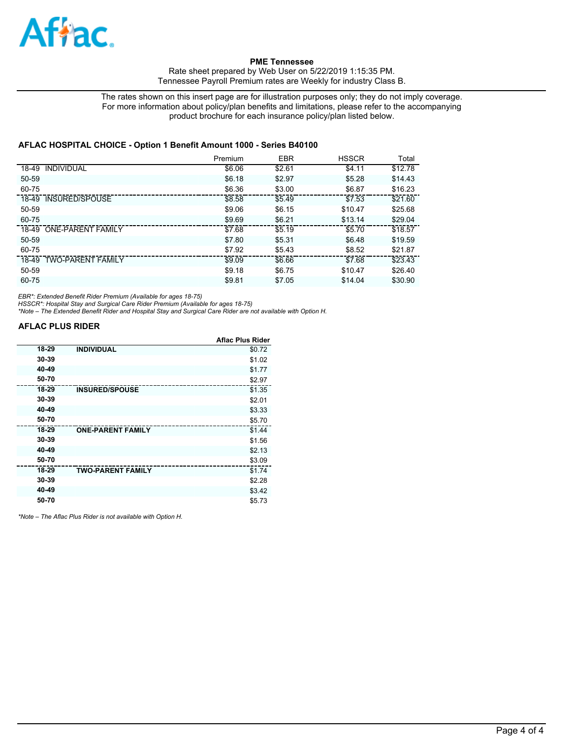**PME Tennessee**

Rate sheet prepared by Web User on 5/22/2019 1:15:35 PM.
Tennessee Payroll Premium rates are Weekly for industry Class B.

The rates shown on this insert page are for illustration purposes only; they do not imply coverage. For more information about policy/plan benefits and limitations, please refer to the accompanying product brochure for each insurance policy/plan listed below.

## AFLAC HOSPITAL CHOICE - Option 1 Benefit Amount 1000 - Series B40100

| | Premium | EBR | HSSCR | Total |
|---|---|---|---|---|
| 18-49 INDIVIDUAL | $6.06 | $2.61 | $4.11 | $12.78 |
| 50-59 | $6.18 | $2.97 | $5.28 | $14.43 |
| 60-75 | $6.36 | $3.00 | $6.87 | $16.23 |
| 18-49 INSURED/SPOUSE | $8.58 | $5.49 | $7.53 | $21.60 |
| 50-59 | $9.06 | $6.15 | $10.47 | $25.68 |
| 60-75 | $9.69 | $6.21 | $13.14 | $29.04 |
| 18-49 ONE-PARENT FAMILY | $7.68 | $5.19 | $5.70 | $18.57 |
| 50-59 | $7.80 | $5.31 | $6.48 | $19.59 |
| 60-75 | $7.92 | $5.43 | $8.52 | $21.87 |
| 18-49 TWO-PARENT FAMILY | $9.09 | $6.66 | $7.68 | $23.43 |
| 50-59 | $9.18 | $6.75 | $10.47 | $26.40 |
| 60-75 | $9.81 | $7.05 | $14.04 | $30.90 |

*EBR*: Extended Benefit Rider Premium (Available for ages 18-75)*
*HSSCR*: Hospital Stay and Surgical Care Rider Premium (Available for ages 18-75)*
**Note – The Extended Benefit Rider and Hospital Stay and Surgical Care Rider are not available with Option H.*

## AFLAC PLUS RIDER

| | | Aflac Plus Rider |
|---|---|---|
| **18-29** | **INDIVIDUAL** | $0.72 |
| **30-39** | | $1.02 |
| **40-49** | | $1.77 |
| **50-70** | | $2.97 |
| **18-29** | **INSURED/SPOUSE** | $1.35 |
| **30-39** | | $2.01 |
| **40-49** | | $3.33 |
| **50-70** | | $5.70 |
| **18-29** | **ONE-PARENT FAMILY** | $1.44 |
| **30-39** | | $1.56 |
| **40-49** | | $2.13 |
| **50-70** | | $3.09 |
| **18-29** | **TWO-PARENT FAMILY** | $1.74 |
| **30-39** | | $2.28 |
| **40-49** | | $3.42 |
| **50-70** | | $5.73 |

**Note – The Aflac Plus Rider is not available with Option H.*